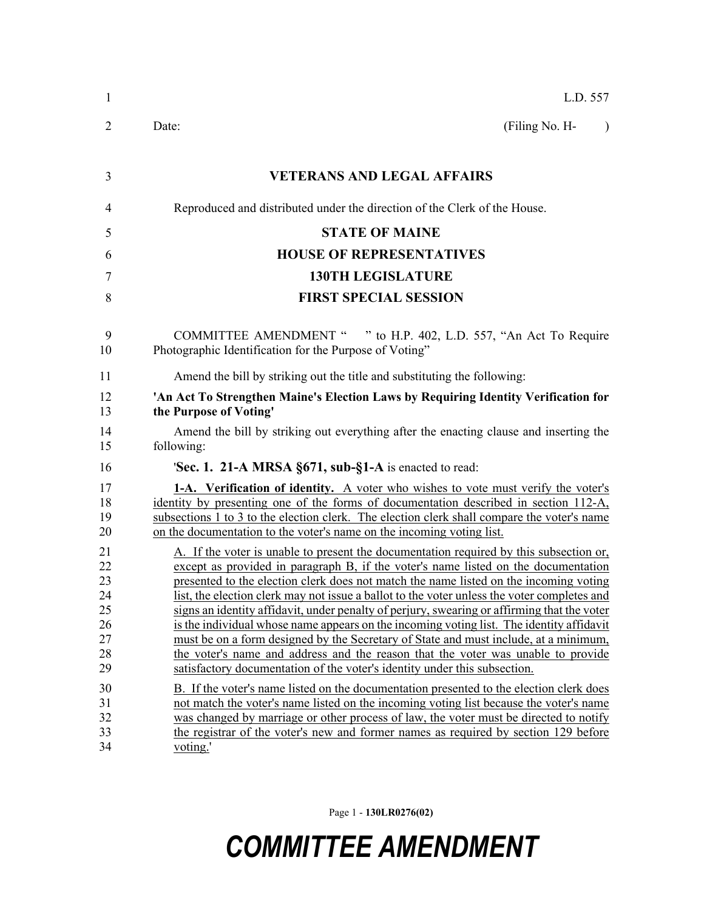L.D. 557

Date: (Filing No. H- )

# VETERANS AND LEGAL AFFAIRS

Reproduced and distributed under the direction of the Clerk of the House.

## STATE OF MAINE
## HOUSE OF REPRESENTATIVES
## 130TH LEGISLATURE
## FIRST SPECIAL SESSION

COMMITTEE AMENDMENT " " to H.P. 402, L.D. 557, "An Act To Require Photographic Identification for the Purpose of Voting"

Amend the bill by striking out the title and substituting the following:

**'An Act To Strengthen Maine's Election Laws by Requiring Identity Verification for the Purpose of Voting'**

Amend the bill by striking out everything after the enacting clause and inserting the following:

'**Sec. 1. 21-A MRSA §671, sub-§1-A** is enacted to read:

**1-A. Verification of identity.** A voter who wishes to vote must verify the voter's identity by presenting one of the forms of documentation described in section 112-A, subsections 1 to 3 to the election clerk. The election clerk shall compare the voter's name on the documentation to the voter's name on the incoming voting list.

A. If the voter is unable to present the documentation required by this subsection or, except as provided in paragraph B, if the voter's name listed on the documentation presented to the election clerk does not match the name listed on the incoming voting list, the election clerk may not issue a ballot to the voter unless the voter completes and signs an identity affidavit, under penalty of perjury, swearing or affirming that the voter is the individual whose name appears on the incoming voting list. The identity affidavit must be on a form designed by the Secretary of State and must include, at a minimum, the voter's name and address and the reason that the voter was unable to provide satisfactory documentation of the voter's identity under this subsection.

B. If the voter's name listed on the documentation presented to the election clerk does not match the voter's name listed on the incoming voting list because the voter's name was changed by marriage or other process of law, the voter must be directed to notify the registrar of the voter's new and former names as required by section 129 before voting.'

# COMMITTEE AMENDMENT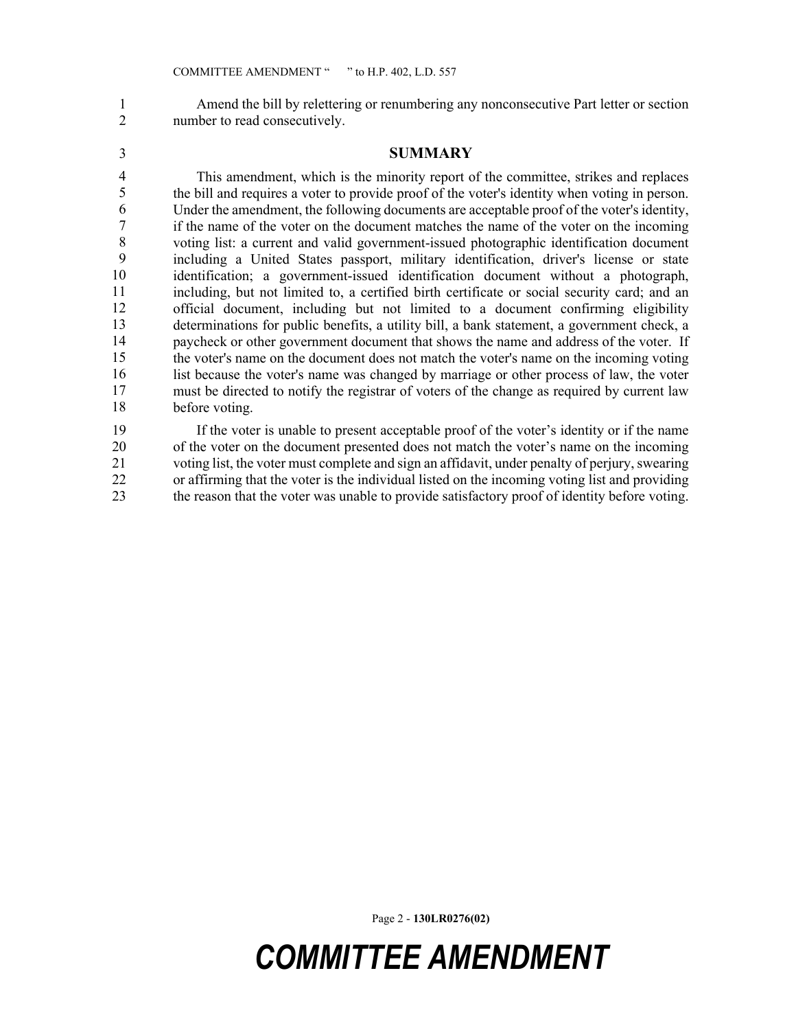Amend the bill by relettering or renumbering any nonconsecutive Part letter or section number to read consecutively.

## SUMMARY

This amendment, which is the minority report of the committee, strikes and replaces the bill and requires a voter to provide proof of the voter's identity when voting in person. Under the amendment, the following documents are acceptable proof of the voter's identity, if the name of the voter on the document matches the name of the voter on the incoming voting list: a current and valid government-issued photographic identification document including a United States passport, military identification, driver's license or state identification; a government-issued identification document without a photograph, including, but not limited to, a certified birth certificate or social security card; and an official document, including but not limited to a document confirming eligibility determinations for public benefits, a utility bill, a bank statement, a government check, a paycheck or other government document that shows the name and address of the voter. If the voter's name on the document does not match the voter's name on the incoming voting list because the voter's name was changed by marriage or other process of law, the voter must be directed to notify the registrar of voters of the change as required by current law before voting.

If the voter is unable to present acceptable proof of the voter's identity or if the name of the voter on the document presented does not match the voter's name on the incoming voting list, the voter must complete and sign an affidavit, under penalty of perjury, swearing or affirming that the voter is the individual listed on the incoming voting list and providing the reason that the voter was unable to provide satisfactory proof of identity before voting.